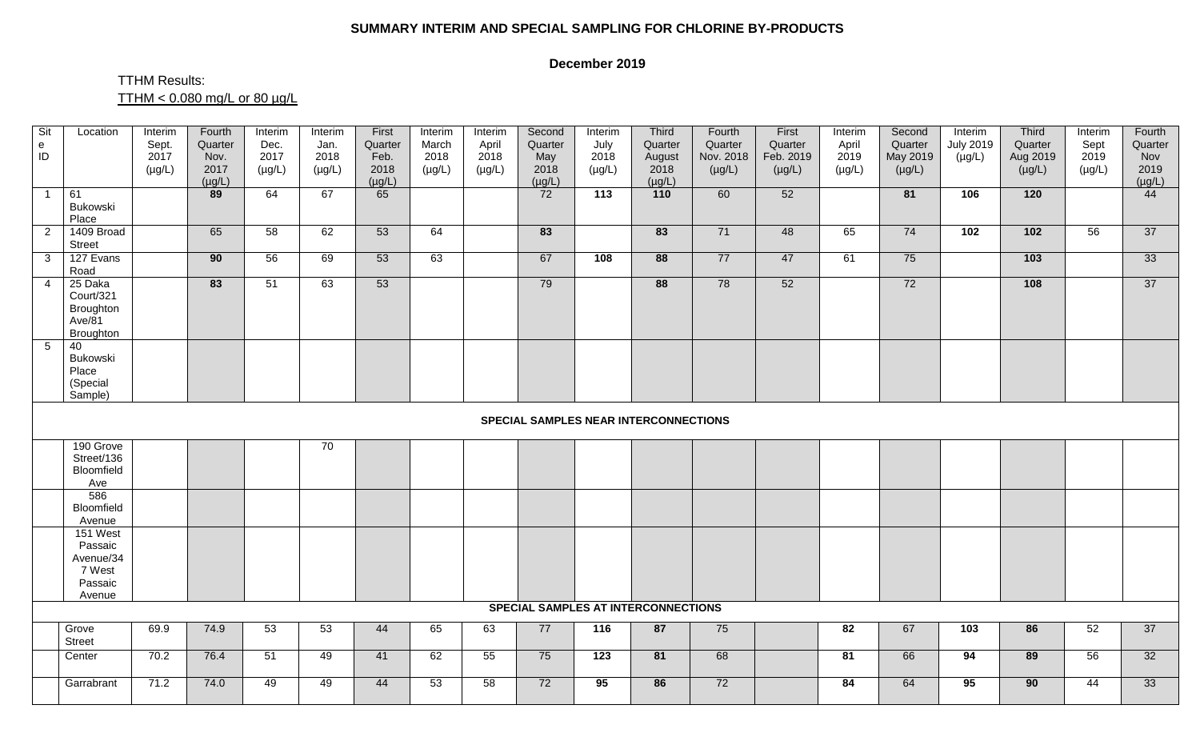**SUMMARY INTERIM AND SPECIAL SAMPLING FOR CHLORINE BY-PRODUCTS**

**December 2019**

TTHM Results:
TTHM < 0.080 mg/L or 80 µg/L

| Site ID | Location | Interim Sept. 2017 (µg/L) | Fourth Quarter Nov. 2017 (µg/L) | Interim Dec. 2017 (µg/L) | Interim Jan. 2018 (µg/L) | First Quarter Feb. 2018 (µg/L) | Interim March 2018 (µg/L) | Interim April 2018 (µg/L) | Second Quarter May 2018 (µg/L) | Interim July 2018 (µg/L) | Third Quarter August 2018 (µg/L) | Fourth Quarter Nov. 2018 (µg/L) | First Quarter Feb. 2019 (µg/L) | Interim April 2019 (µg/L) | Second Quarter May 2019 (µg/L) | Interim July 2019 (µg/L) | Third Quarter Aug 2019 (µg/L) | Interim Sept 2019 (µg/L) | Fourth Quarter Nov 2019 (µg/L) |
|---|---|---|---|---|---|---|---|---|---|---|---|---|---|---|---|---|---|---|---|
| 1 | 61 Bukowski Place | | **89** | 64 | 67 | 65 | | | 72 | **113** | **110** | 60 | 52 | | **81** | **106** | **120** | | 44 |
| 2 | 1409 Broad Street | | 65 | 58 | 62 | 53 | 64 | | **83** | | **83** | 71 | 48 | 65 | 74 | **102** | **102** | 56 | 37 |
| 3 | 127 Evans Road | | **90** | 56 | 69 | 53 | 63 | | 67 | **108** | **88** | 77 | 47 | 61 | 75 | | **103** | | 33 |
| 4 | 25 Daka Court/321 Broughton Ave/81 Broughton | | **83** | 51 | 63 | 53 | | | 79 | | **88** | 78 | 52 | | 72 | | **108** | | 37 |
| 5 | 40 Bukowski Place (Special Sample) | | | | | | | | | | | | | | | | | | |
| | **SPECIAL SAMPLES NEAR INTERCONNECTIONS** | | | | | | | | | | | | | | | | | | |
| | 190 Grove Street/136 Bloomfield Ave | | | | 70 | | | | | | | | | | | | | | |
| | 586 Bloomfield Avenue | | | | | | | | | | | | | | | | | | |
| | 151 West Passaic Avenue/347 West Passaic Avenue | | | | | | | | | | | | | | | | | | |
| | **SPECIAL SAMPLES AT INTERCONNECTIONS** | | | | | | | | | | | | | | | | | | |
| | Grove Street | 69.9 | 74.9 | 53 | 53 | 44 | 65 | 63 | 77 | **116** | **87** | 75 | | **82** | 67 | **103** | **86** | 52 | 37 |
| | Center | 70.2 | 76.4 | 51 | 49 | 41 | 62 | 55 | 75 | **123** | **81** | 68 | | **81** | 66 | **94** | **89** | 56 | 32 |
| | Garrabrant | 71.2 | 74.0 | 49 | 49 | 44 | 53 | 58 | 72 | **95** | **86** | 72 | | **84** | 64 | **95** | **90** | 44 | 33 |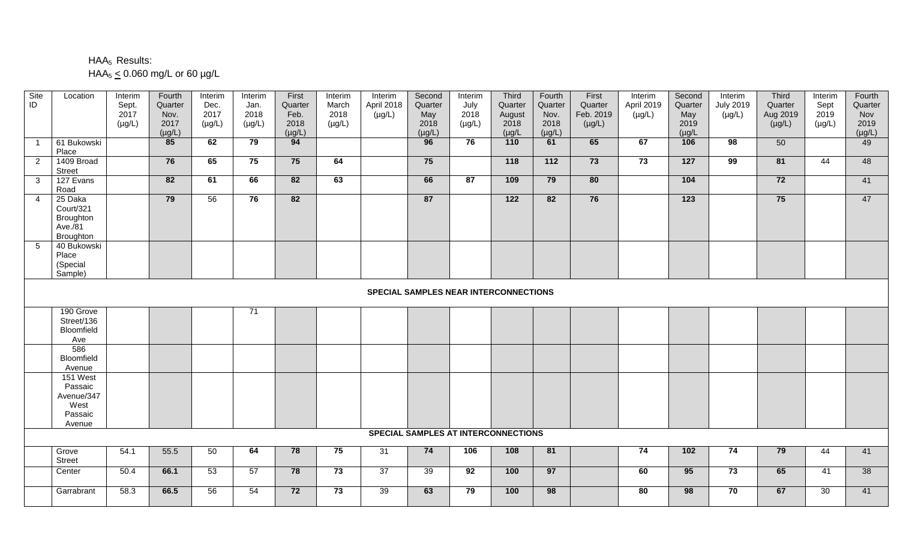$HAA_5$ Results:
$HAA_5 \leq 0.060$ mg/L or 60 µg/L

| Site ID | Location | Interim Sept. 2017 (µg/L) | Fourth Quarter Nov. 2017 (µg/L) | Interim Dec. 2017 (µg/L) | Interim Jan. 2018 (µg/L) | First Quarter Feb. 2018 (µg/L) | Interim March 2018 (µg/L) | Interim April 2018 (µg/L) | Second Quarter May 2018 (µg/L) | Interim July 2018 (µg/L) | Third Quarter August 2018 (µg/L | Fourth Quarter Nov. 2018 (µg/L) | First Quarter Feb. 2019 (µg/L) | Interim April 2019 (µg/L) | Second Quarter May 2019 (µg/L | Interim July 2019 (µg/L) | Third Quarter Aug 2019 (µg/L) | Interim Sept 2019 (µg/L) | Fourth Quarter Nov 2019 (µg/L) |
|---|---|---|---|---|---|---|---|---|---|---|---|---|---|---|---|---|---|---|---|
| 1 | 61 Bukowski Place | | **85** | **62** | **79** | **94** | | | **96** | **76** | **110** | **61** | **65** | **67** | **106** | **98** | 50 | | 49 |
| 2 | 1409 Broad Street | | **76** | **65** | **75** | **75** | **64** | | **75** | | **118** | **112** | **73** | **73** | **127** | **99** | **81** | 44 | 48 |
| 3 | 127 Evans Road | | **82** | **61** | **66** | **82** | **63** | | **66** | **87** | **109** | **79** | **80** | | **104** | | **72** | | 41 |
| 4 | 25 Daka Court/321 Broughton Ave./81 Broughton | | **79** | 56 | **76** | **82** | | | **87** | | **122** | **82** | **76** | | **123** | | **75** | | 47 |
| 5 | 40 Bukowski Place (Special Sample) | | | | | | | | | | | | | | | | | | |
| | **SPECIAL SAMPLES NEAR INTERCONNECTIONS** | | | | | | | | | | | | | | | | | | |
| | 190 Grove Street/136 Bloomfield Ave | | | | 71 | | | | | | | | | | | | | | |
| | 586 Bloomfield Avenue | | | | | | | | | | | | | | | | | | |
| | 151 West Passaic Avenue/347 West Passaic Avenue | | | | | | | | | | | | | | | | | | |
| | **SPECIAL SAMPLES AT INTERCONNECTIONS** | | | | | | | | | | | | | | | | | | |
| | Grove Street | 54.1 | 55.5 | 50 | **64** | **78** | **75** | 31 | **74** | **106** | **108** | **81** | | **74** | **102** | **74** | **79** | 44 | 41 |
| | Center | 50.4 | **66.1** | 53 | 57 | **78** | **73** | 37 | 39 | **92** | **100** | **97** | | **60** | **95** | **73** | **65** | 41 | 38 |
| | Garrabrant | 58.3 | **66.5** | 56 | 54 | **72** | **73** | 39 | **63** | **79** | **100** | **98** | | **80** | **98** | **70** | **67** | 30 | 41 |